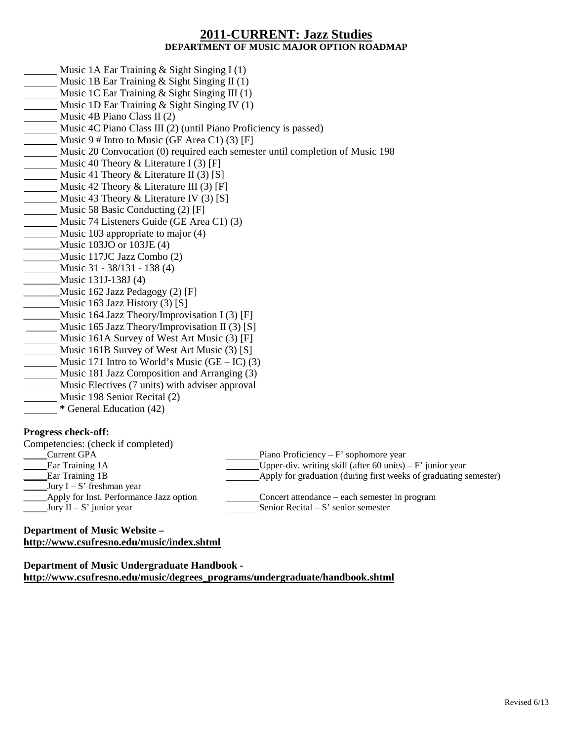# 2011-CURRENT: Jazz Studies

## DEPARTMENT OF MUSIC MAJOR OPTION ROADMAP

_______ Music 1A Ear Training & Sight Singing I (1)
_______ Music 1B Ear Training & Sight Singing II (1)
_______ Music 1C Ear Training & Sight Singing III (1)
_______ Music 1D Ear Training & Sight Singing IV (1)
_______ Music 4B Piano Class II (2)
_______ Music 4C Piano Class III (2) (until Piano Proficiency is passed)
_______ Music 9 # Intro to Music (GE Area C1) (3) [F]
_______ Music 20 Convocation (0) required each semester until completion of Music 198
_______ Music 40 Theory & Literature I (3) [F]
_______ Music 41 Theory & Literature II (3) [S]
_______ Music 42 Theory & Literature III (3) [F]
_______ Music 43 Theory & Literature IV (3) [S]
_______ Music 58 Basic Conducting (2) [F]
_______ Music 74 Listeners Guide (GE Area C1) (3)
_______ Music 103 appropriate to major (4)
_______ Music 103JO or 103JE (4)
_______ Music 117JC Jazz Combo (2)
_______ Music 31 - 38/131 - 138 (4)
_______ Music 131J-138J (4)
_______ Music 162 Jazz Pedagogy (2) [F]
_______ Music 163 Jazz History (3) [S]
_______ Music 164 Jazz Theory/Improvisation I (3) [F]
_______ Music 165 Jazz Theory/Improvisation II (3) [S]
_______ Music 161A Survey of West Art Music (3) [F]
_______ Music 161B Survey of West Art Music (3) [S]
_______ Music 171 Intro to World's Music (GE – IC) (3)
_______ Music 181 Jazz Composition and Arranging (3)
_______ Music Electives (7 units) with adviser approval
_______ Music 198 Senior Recital (2)
_______ **\*** General Education (42)

**Progress check-off:**

Competencies: (check if completed)

_____ Current GPA
_____ Ear Training 1A
_____ Ear Training 1B
_____ Jury I – S' freshman year
_____ Apply for Inst. Performance Jazz option
_____ Jury II – S' junior year
_______ Piano Proficiency – F' sophomore year
_______ Upper-div. writing skill (after 60 units) – F' junior year
_______ Apply for graduation (during first weeks of graduating semester)
_______ Concert attendance – each semester in program
_______ Senior Recital – S' senior semester

**Department of Music Website –**
**http://www.csufresno.edu/music/index.shtml**

**Department of Music Undergraduate Handbook -**
**http://www.csufresno.edu/music/degrees_programs/undergraduate/handbook.shtml**

Revised 6/13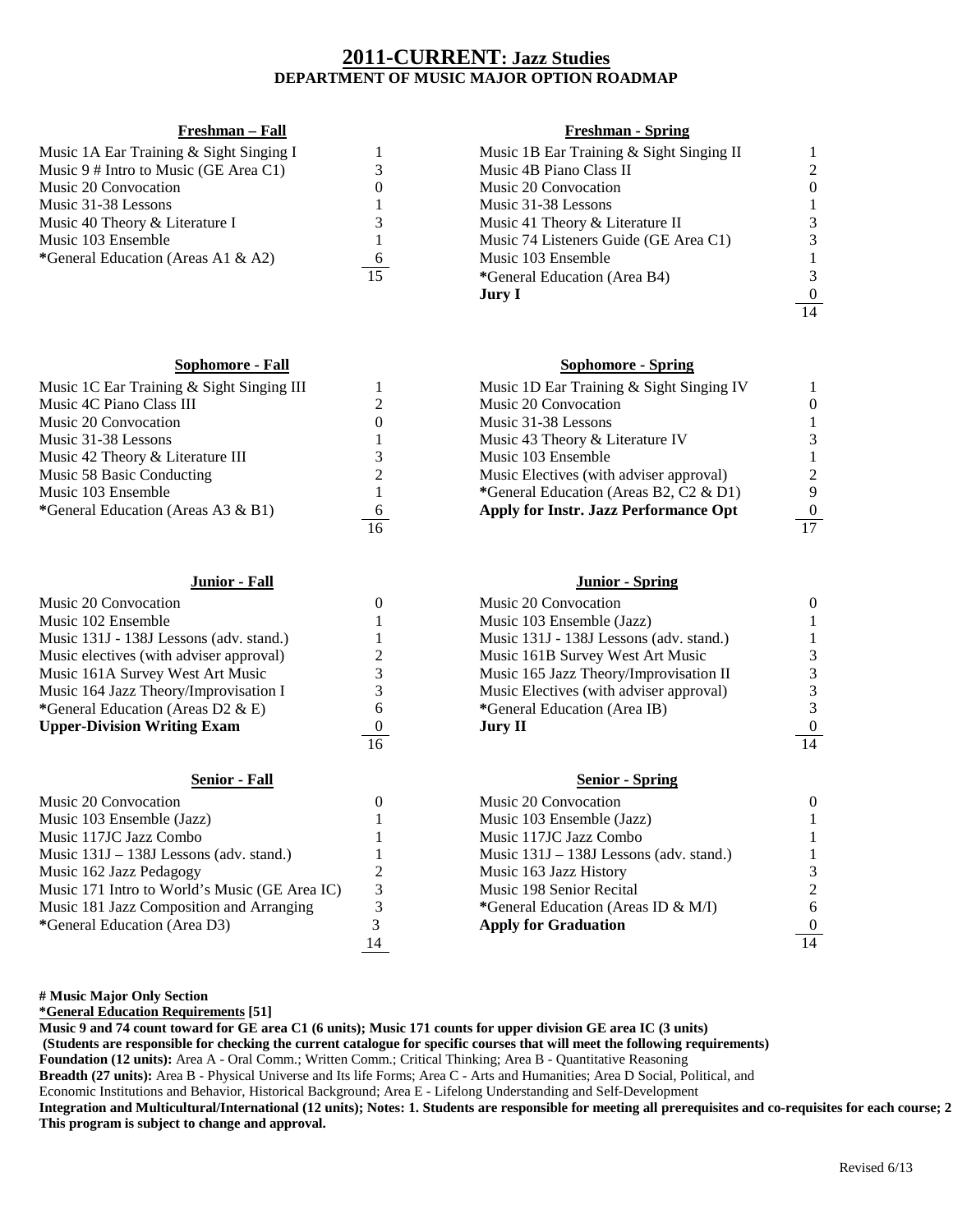# 2011-CURRENT: Jazz Studies
## DEPARTMENT OF MUSIC MAJOR OPTION ROADMAP

### Freshman – Fall

| | |
|---|---|
| Music 1A Ear Training & Sight Singing I | 1 |
| Music 9 # Intro to Music (GE Area C1) | 3 |
| Music 20 Convocation | 0 |
| Music 31-38 Lessons | 1 |
| Music 40 Theory & Literature I | 3 |
| Music 103 Ensemble | 1 |
| *General Education (Areas A1 & A2) | 6 |
| | 15 |

### Freshman - Spring

| | |
|---|---|
| Music 1B Ear Training & Sight Singing II | 1 |
| Music 4B Piano Class II | 2 |
| Music 20 Convocation | 0 |
| Music 31-38 Lessons | 1 |
| Music 41 Theory & Literature II | 3 |
| Music 74 Listeners Guide (GE Area C1) | 3 |
| Music 103 Ensemble | 1 |
| *General Education (Area B4) | 3 |
| **Jury I** | 0 |
| | 14 |

### Sophomore - Fall

| | |
|---|---|
| Music 1C Ear Training & Sight Singing III | 1 |
| Music 4C Piano Class III | 2 |
| Music 20 Convocation | 0 |
| Music 31-38 Lessons | 1 |
| Music 42 Theory & Literature III | 3 |
| Music 58 Basic Conducting | 2 |
| Music 103 Ensemble | 1 |
| *General Education (Areas A3 & B1) | 6 |
| | 16 |

### Sophomore - Spring

| | |
|---|---|
| Music 1D Ear Training & Sight Singing IV | 1 |
| Music 20 Convocation | 0 |
| Music 31-38 Lessons | 1 |
| Music 43 Theory & Literature IV | 3 |
| Music 103 Ensemble | 1 |
| Music Electives (with adviser approval) | 2 |
| *General Education (Areas B2, C2 & D1) | 9 |
| **Apply for Instr. Jazz Performance Opt** | 0 |
| | 17 |

### Junior - Fall

| | |
|---|---|
| Music 20 Convocation | 0 |
| Music 102 Ensemble | 1 |
| Music 131J - 138J Lessons (adv. stand.) | 1 |
| Music electives (with adviser approval) | 2 |
| Music 161A Survey West Art Music | 3 |
| Music 164 Jazz Theory/Improvisation I | 3 |
| *General Education (Areas D2 & E) | 6 |
| **Upper-Division Writing Exam** | 0 |
| | 16 |

### Junior - Spring

| | |
|---|---|
| Music 20 Convocation | 0 |
| Music 103 Ensemble (Jazz) | 1 |
| Music 131J - 138J Lessons (adv. stand.) | 1 |
| Music 161B Survey West Art Music | 3 |
| Music 165 Jazz Theory/Improvisation II | 3 |
| Music Electives (with adviser approval) | 3 |
| *General Education (Area IB) | 3 |
| **Jury II** | 0 |
| | 14 |

### Senior - Fall

| | |
|---|---|
| Music 20 Convocation | 0 |
| Music 103 Ensemble (Jazz) | 1 |
| Music 117JC Jazz Combo | 1 |
| Music 131J – 138J Lessons (adv. stand.) | 1 |
| Music 162 Jazz Pedagogy | 2 |
| Music 171 Intro to World's Music (GE Area IC) | 3 |
| Music 181 Jazz Composition and Arranging | 3 |
| *General Education (Area D3) | 3 |
| | 14 |

### Senior - Spring

| | |
|---|---|
| Music 20 Convocation | 0 |
| Music 103 Ensemble (Jazz) | 1 |
| Music 117JC Jazz Combo | 1 |
| Music 131J – 138J Lessons (adv. stand.) | 1 |
| Music 163 Jazz History | 3 |
| Music 198 Senior Recital | 2 |
| *General Education (Areas ID & M/I) | 6 |
| **Apply for Graduation** | 0 |
| | 14 |

**# Music Major Only Section**

**\*General Education Requirements [51]**

**Music 9 and 74 count toward for GE area C1 (6 units); Music 171 counts for upper division GE area IC (3 units)**

**(Students are responsible for checking the current catalogue for specific courses that will meet the following requirements)**

**Foundation (12 units):** Area A - Oral Comm.; Written Comm.; Critical Thinking; Area B - Quantitative Reasoning

**Breadth (27 units):** Area B - Physical Universe and Its life Forms; Area C - Arts and Humanities; Area D Social, Political, and Economic Institutions and Behavior, Historical Background; Area E - Lifelong Understanding and Self-Development

**Integration and Multicultural/International (12 units); Notes: 1. Students are responsible for meeting all prerequisites and co-requisites for each course; 2 This program is subject to change and approval.**

Revised 6/13